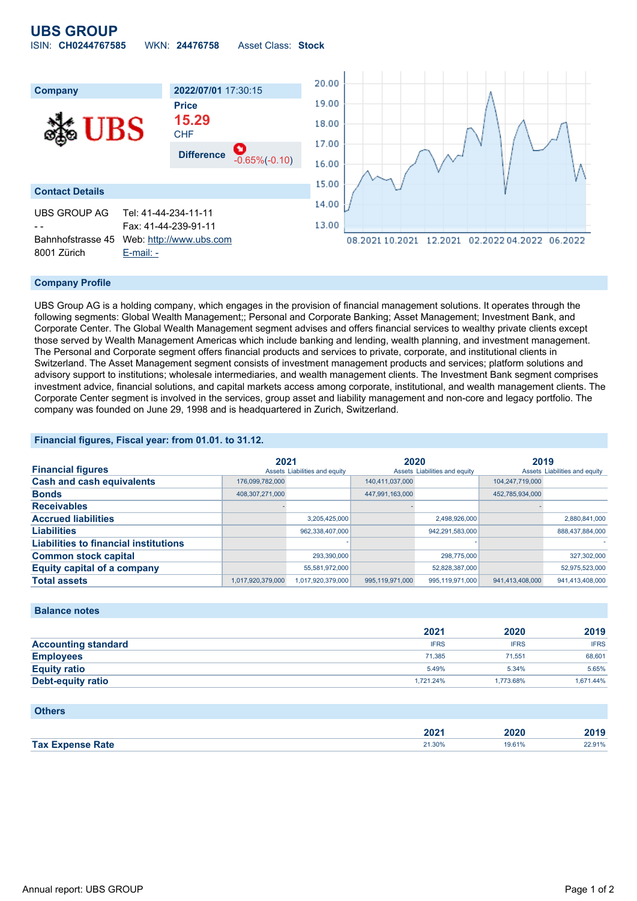# UBS GROUP

ISIN: **CH0244767585** WKN: **24476758** Asset Class: **Stock**

| Company | 2022/07/01 17:30:15 |
|---|---|
| | Price **15.29** CHF |
| | Difference -0.65%(-0.10) |

## Contact Details

UBS GROUP AG
- -
Bahnhofstrasse 45
8001 Zürich

Tel: 41-44-234-11-11
Fax: 41-44-239-91-11
Web: http://www.ubs.com
E-mail: -

## Company Profile

UBS Group AG is a holding company, which engages in the provision of financial management solutions. It operates through the following segments: Global Wealth Management;; Personal and Corporate Banking; Asset Management; Investment Bank, and Corporate Center. The Global Wealth Management segment advises and offers financial services to wealthy private clients except those served by Wealth Management Americas which include banking and lending, wealth planning, and investment management. The Personal and Corporate segment offers financial products and services to private, corporate, and institutional clients in Switzerland. The Asset Management segment consists of investment management products and services; platform solutions and advisory support to institutions; wholesale intermediaries, and wealth management clients. The Investment Bank segment comprises investment advice, financial solutions, and capital markets access among corporate, institutional, and wealth management clients. The Corporate Center segment is involved in the services, group asset and liability management and non-core and legacy portfolio. The company was founded on June 29, 1998 and is headquartered in Zurich, Switzerland.

## Financial figures, Fiscal year: from 01.01. to 31.12.

| Financial figures | 2021 | | 2020 | | 2019 | |
|---|---|---|---|---|---|---|
| | Assets | Liabilities and equity | Assets | Liabilities and equity | Assets | Liabilities and equity |
| Cash and cash equivalents | 176,099,782,000 | | 140,411,037,000 | | 104,247,719,000 | |
| Bonds | 408,307,271,000 | | 447,991,163,000 | | 452,785,934,000 | |
| Receivables | - | | - | | - | |
| Accrued liabilities | | 3,205,425,000 | | 2,498,926,000 | | 2,880,841,000 |
| Liabilities | | 962,338,407,000 | | 942,291,583,000 | | 888,437,884,000 |
| Liabilities to financial institutions | | - | | - | | - |
| Common stock capital | | 293,390,000 | | 298,775,000 | | 327,302,000 |
| Equity capital of a company | | 55,581,972,000 | | 52,828,387,000 | | 52,975,523,000 |
| Total assets | 1,017,920,379,000 | 1,017,920,379,000 | 995,119,971,000 | 995,119,971,000 | 941,413,408,000 | 941,413,408,000 |

## Balance notes

| | 2021 | 2020 | 2019 |
|---|---|---|---|
| Accounting standard | IFRS | IFRS | IFRS |
| Employees | 71,385 | 71,551 | 68,601 |
| Equity ratio | 5.49% | 5.34% | 5.65% |
| Debt-equity ratio | 1,721.24% | 1,773.68% | 1,671.44% |

## Others

| | 2021 | 2020 | 2019 |
|---|---|---|---|
| Tax Expense Rate | 21.30% | 19.61% | 22.91% |

Annual report: UBS GROUP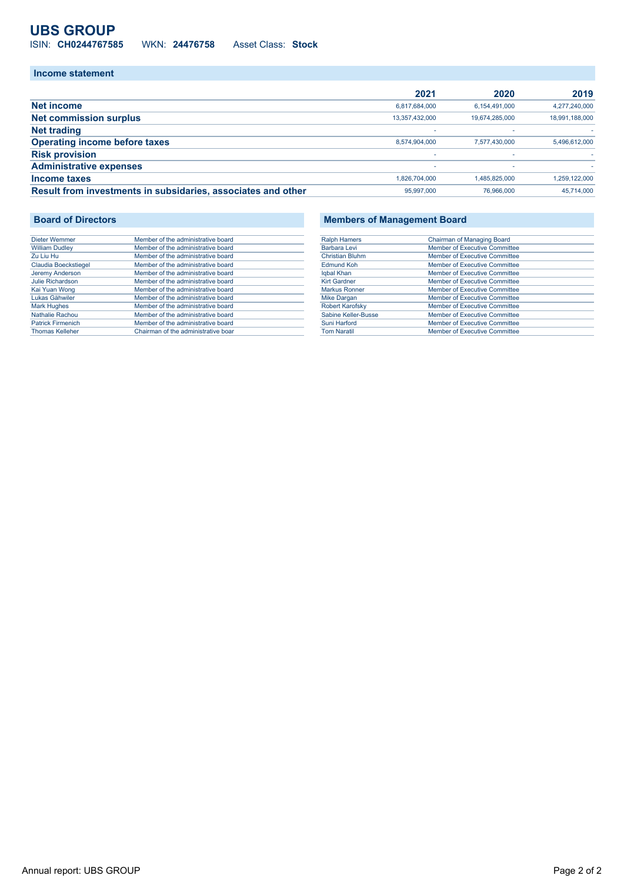# UBS GROUP

ISIN: **CH0244767585** WKN: **24476758** Asset Class: **Stock**

## Income statement

| | 2021 | 2020 | 2019 |
|---|---|---|---|
| **Net income** | 6,817,684,000 | 6,154,491,000 | 4,277,240,000 |
| **Net commission surplus** | 13,357,432,000 | 19,674,285,000 | 18,991,188,000 |
| **Net trading** | - | - | - |
| **Operating income before taxes** | 8,574,904,000 | 7,577,430,000 | 5,496,612,000 |
| **Risk provision** | - | - | - |
| **Administrative expenses** | - | - | - |
| **Income taxes** | 1,826,704,000 | 1,485,825,000 | 1,259,122,000 |
| **Result from investments in subsidaries, associates and other** | 95,997,000 | 76,966,000 | 45,714,000 |

## Board of Directors

| | |
|---|---|
| Dieter Wemmer | Member of the administrative board |
| William Dudley | Member of the administrative board |
| Zu Liu Hu | Member of the administrative board |
| Claudia Boeckstiegel | Member of the administrative board |
| Jeremy Anderson | Member of the administrative board |
| Julie Richardson | Member of the administrative board |
| Kai Yuan Wong | Member of the administrative board |
| Lukas Gähwiler | Member of the administrative board |
| Mark Hughes | Member of the administrative board |
| Nathalie Rachou | Member of the administrative board |
| Patrick Firmenich | Member of the administrative board |
| Thomas Kelleher | Chairman of the administrative boar |

## Members of Management Board

| | |
|---|---|
| Ralph Hamers | Chairman of Managing Board |
| Barbara Levi | Member of Executive Committee |
| Christian Bluhm | Member of Executive Committee |
| Edmund Koh | Member of Executive Committee |
| Iqbal Khan | Member of Executive Committee |
| Kirt Gardner | Member of Executive Committee |
| Markus Ronner | Member of Executive Committee |
| Mike Dargan | Member of Executive Committee |
| Robert Karofsky | Member of Executive Committee |
| Sabine Keller-Busse | Member of Executive Committee |
| Suni Harford | Member of Executive Committee |
| Tom Naratil | Member of Executive Committee |